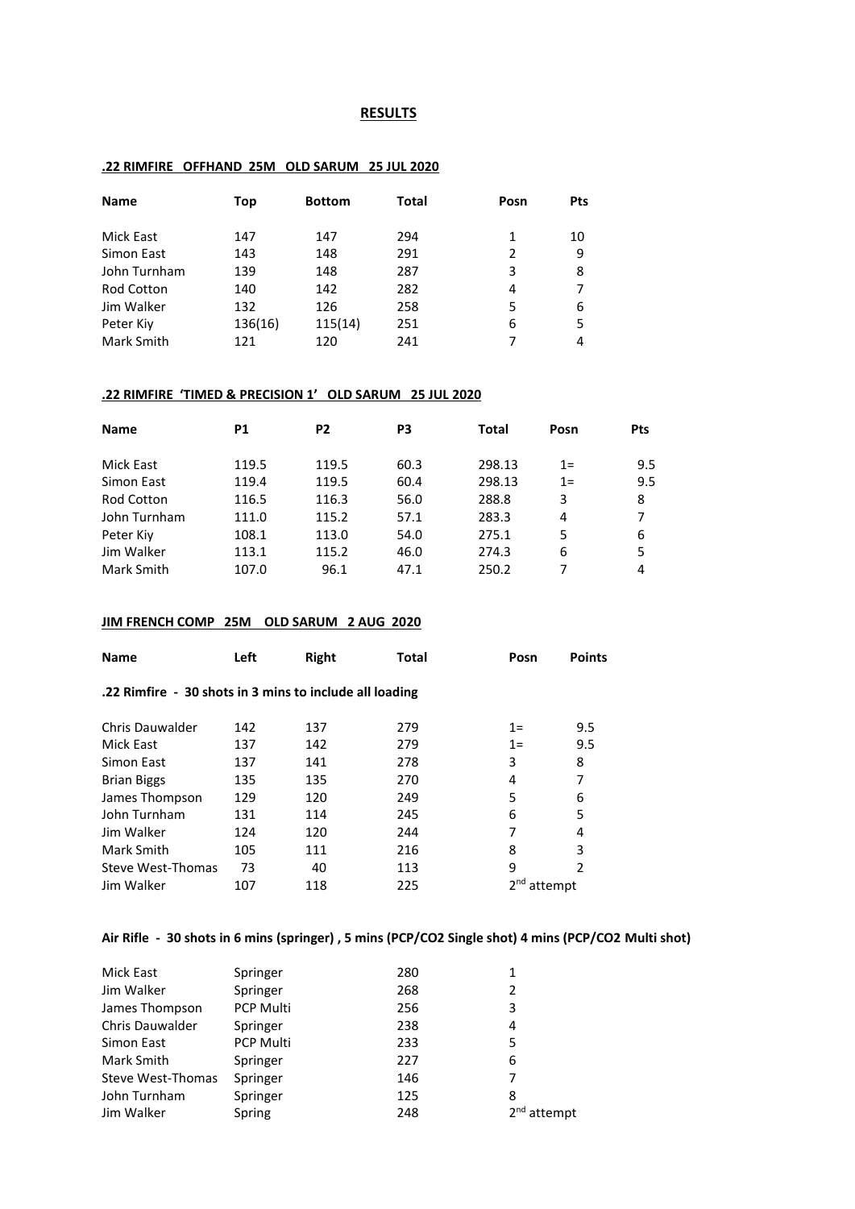# RESULTS

## .22 RIMFIRE OFFHAND 25M OLD SARUM 25 JUL 2020

| Name | Top | Bottom | Total | Posn | Pts |
|---|---|---|---|---|---|
| Mick East | 147 | 147 | 294 | 1 | 10 |
| Simon East | 143 | 148 | 291 | 2 | 9 |
| John Turnham | 139 | 148 | 287 | 3 | 8 |
| Rod Cotton | 140 | 142 | 282 | 4 | 7 |
| Jim Walker | 132 | 126 | 258 | 5 | 6 |
| Peter Kiy | 136(16) | 115(14) | 251 | 6 | 5 |
| Mark Smith | 121 | 120 | 241 | 7 | 4 |

## .22 RIMFIRE 'TIMED & PRECISION 1' OLD SARUM 25 JUL 2020

| Name | P1 | P2 | P3 | Total | Posn | Pts |
|---|---|---|---|---|---|---|
| Mick East | 119.5 | 119.5 | 60.3 | 298.13 | 1= | 9.5 |
| Simon East | 119.4 | 119.5 | 60.4 | 298.13 | 1= | 9.5 |
| Rod Cotton | 116.5 | 116.3 | 56.0 | 288.8 | 3 | 8 |
| John Turnham | 111.0 | 115.2 | 57.1 | 283.3 | 4 | 7 |
| Peter Kiy | 108.1 | 113.0 | 54.0 | 275.1 | 5 | 6 |
| Jim Walker | 113.1 | 115.2 | 46.0 | 274.3 | 6 | 5 |
| Mark Smith | 107.0 | 96.1 | 47.1 | 250.2 | 7 | 4 |

## JIM FRENCH COMP 25M OLD SARUM 2 AUG 2020

**.22 Rimfire - 30 shots in 3 mins to include all loading**

| Name | Left | Right | Total | Posn | Points |
|---|---|---|---|---|---|
| Chris Dauwalder | 142 | 137 | 279 | 1= | 9.5 |
| Mick East | 137 | 142 | 279 | 1= | 9.5 |
| Simon East | 137 | 141 | 278 | 3 | 8 |
| Brian Biggs | 135 | 135 | 270 | 4 | 7 |
| James Thompson | 129 | 120 | 249 | 5 | 6 |
| John Turnham | 131 | 114 | 245 | 6 | 5 |
| Jim Walker | 124 | 120 | 244 | 7 | 4 |
| Mark Smith | 105 | 111 | 216 | 8 | 3 |
| Steve West-Thomas | 73 | 40 | 113 | 9 | 2 |
| Jim Walker | 107 | 118 | 225 | 2nd attempt | |

**Air Rifle - 30 shots in 6 mins (springer) , 5 mins (PCP/CO2 Single shot) 4 mins (PCP/CO2 Multi shot)**

| Name | Type | Total | Posn |
|---|---|---|---|
| Mick East | Springer | 280 | 1 |
| Jim Walker | Springer | 268 | 2 |
| James Thompson | PCP Multi | 256 | 3 |
| Chris Dauwalder | Springer | 238 | 4 |
| Simon East | PCP Multi | 233 | 5 |
| Mark Smith | Springer | 227 | 6 |
| Steve West-Thomas | Springer | 146 | 7 |
| John Turnham | Springer | 125 | 8 |
| Jim Walker | Spring | 248 | 2nd attempt |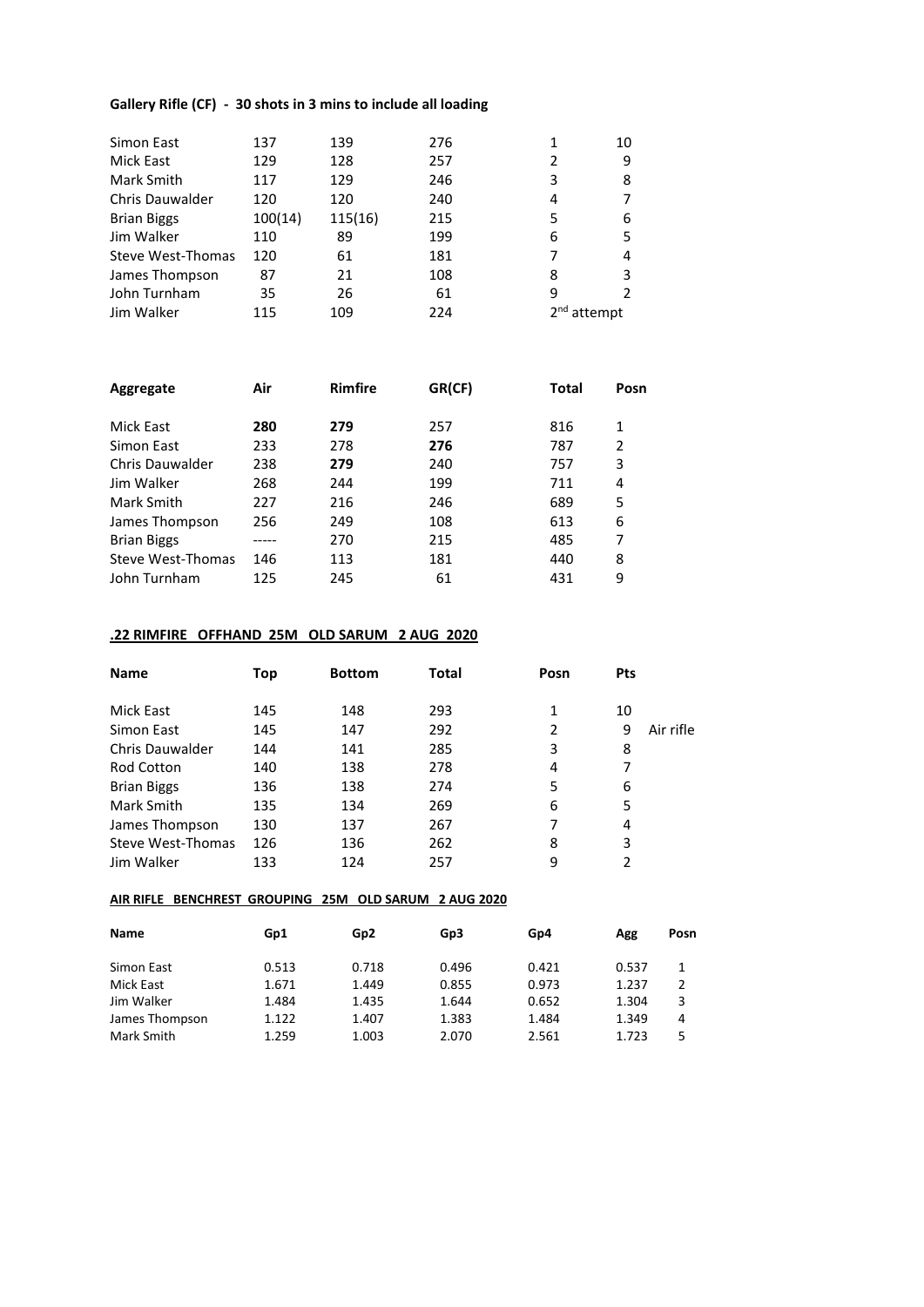**Gallery Rifle (CF) - 30 shots in 3 mins to include all loading**

| | | | | | |
|---|---|---|---|---|---|
| Simon East | 137 | 139 | 276 | 1 | 10 |
| Mick East | 129 | 128 | 257 | 2 | 9 |
| Mark Smith | 117 | 129 | 246 | 3 | 8 |
| Chris Dauwalder | 120 | 120 | 240 | 4 | 7 |
| Brian Biggs | 100(14) | 115(16) | 215 | 5 | 6 |
| Jim Walker | 110 | 89 | 199 | 6 | 5 |
| Steve West-Thomas | 120 | 61 | 181 | 7 | 4 |
| James Thompson | 87 | 21 | 108 | 8 | 3 |
| John Turnham | 35 | 26 | 61 | 9 | 2 |
| Jim Walker | 115 | 109 | 224 | 2nd attempt | |

| **Aggregate** | **Air** | **Rimfire** | **GR(CF)** | **Total** | **Posn** |
|---|---|---|---|---|---|
| Mick East | **280** | **279** | 257 | 816 | 1 |
| Simon East | 233 | 278 | **276** | 787 | 2 |
| Chris Dauwalder | 238 | **279** | 240 | 757 | 3 |
| Jim Walker | 268 | 244 | 199 | 711 | 4 |
| Mark Smith | 227 | 216 | 246 | 689 | 5 |
| James Thompson | 256 | 249 | 108 | 613 | 6 |
| Brian Biggs | ----- | 270 | 215 | 485 | 7 |
| Steve West-Thomas | 146 | 113 | 181 | 440 | 8 |
| John Turnham | 125 | 245 | 61 | 431 | 9 |

**.22 RIMFIRE OFFHAND 25M OLD SARUM 2 AUG 2020**

| **Name** | **Top** | **Bottom** | **Total** | **Posn** | **Pts** | |
|---|---|---|---|---|---|---|
| Mick East | 145 | 148 | 293 | 1 | 10 | |
| Simon East | 145 | 147 | 292 | 2 | 9 | Air rifle |
| Chris Dauwalder | 144 | 141 | 285 | 3 | 8 | |
| Rod Cotton | 140 | 138 | 278 | 4 | 7 | |
| Brian Biggs | 136 | 138 | 274 | 5 | 6 | |
| Mark Smith | 135 | 134 | 269 | 6 | 5 | |
| James Thompson | 130 | 137 | 267 | 7 | 4 | |
| Steve West-Thomas | 126 | 136 | 262 | 8 | 3 | |
| Jim Walker | 133 | 124 | 257 | 9 | 2 | |

**AIR RIFLE BENCHREST GROUPING 25M OLD SARUM 2 AUG 2020**

| **Name** | **Gp1** | **Gp2** | **Gp3** | **Gp4** | **Agg** | **Posn** |
|---|---|---|---|---|---|---|
| Simon East | 0.513 | 0.718 | 0.496 | 0.421 | 0.537 | 1 |
| Mick East | 1.671 | 1.449 | 0.855 | 0.973 | 1.237 | 2 |
| Jim Walker | 1.484 | 1.435 | 1.644 | 0.652 | 1.304 | 3 |
| James Thompson | 1.122 | 1.407 | 1.383 | 1.484 | 1.349 | 4 |
| Mark Smith | 1.259 | 1.003 | 2.070 | 2.561 | 1.723 | 5 |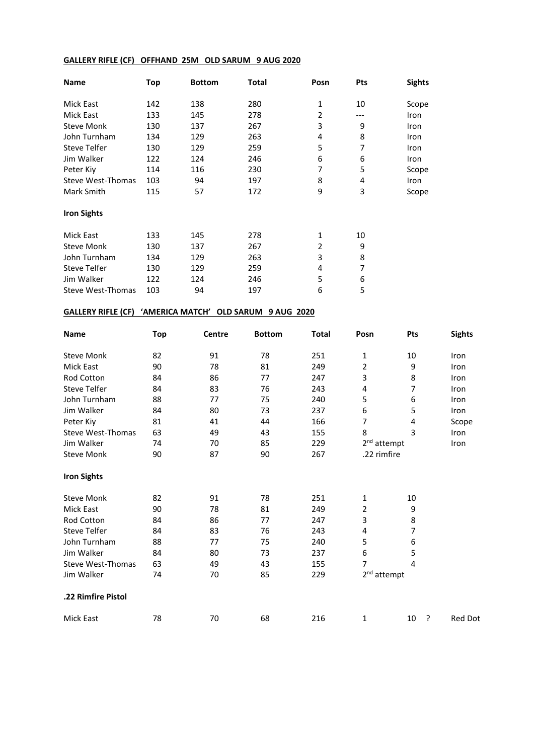**GALLERY RIFLE (CF) OFFHAND 25M OLD SARUM 9 AUG 2020**

| Name | Top | Bottom | Total | Posn | Pts | Sights |
|---|---|---|---|---|---|---|
| Mick East | 142 | 138 | 280 | 1 | 10 | Scope |
| Mick East | 133 | 145 | 278 | 2 | --- | Iron |
| Steve Monk | 130 | 137 | 267 | 3 | 9 | Iron |
| John Turnham | 134 | 129 | 263 | 4 | 8 | Iron |
| Steve Telfer | 130 | 129 | 259 | 5 | 7 | Iron |
| Jim Walker | 122 | 124 | 246 | 6 | 6 | Iron |
| Peter Kiy | 114 | 116 | 230 | 7 | 5 | Scope |
| Steve West-Thomas | 103 | 94 | 197 | 8 | 4 | Iron |
| Mark Smith | 115 | 57 | 172 | 9 | 3 | Scope |

**Iron Sights**

| Name | Top | Bottom | Total | Posn | Pts |
|---|---|---|---|---|---|
| Mick East | 133 | 145 | 278 | 1 | 10 |
| Steve Monk | 130 | 137 | 267 | 2 | 9 |
| John Turnham | 134 | 129 | 263 | 3 | 8 |
| Steve Telfer | 130 | 129 | 259 | 4 | 7 |
| Jim Walker | 122 | 124 | 246 | 5 | 6 |
| Steve West-Thomas | 103 | 94 | 197 | 6 | 5 |

**GALLERY RIFLE (CF) 'AMERICA MATCH' OLD SARUM 9 AUG 2020**

| Name | Top | Centre | Bottom | Total | Posn | Pts | Sights |
|---|---|---|---|---|---|---|---|
| Steve Monk | 82 | 91 | 78 | 251 | 1 | 10 | Iron |
| Mick East | 90 | 78 | 81 | 249 | 2 | 9 | Iron |
| Rod Cotton | 84 | 86 | 77 | 247 | 3 | 8 | Iron |
| Steve Telfer | 84 | 83 | 76 | 243 | 4 | 7 | Iron |
| John Turnham | 88 | 77 | 75 | 240 | 5 | 6 | Iron |
| Jim Walker | 84 | 80 | 73 | 237 | 6 | 5 | Iron |
| Peter Kiy | 81 | 41 | 44 | 166 | 7 | 4 | Scope |
| Steve West-Thomas | 63 | 49 | 43 | 155 | 8 | 3 | Iron |
| Jim Walker | 74 | 70 | 85 | 229 | 2nd attempt | | Iron |
| Steve Monk | 90 | 87 | 90 | 267 | .22 rimfire | | |

**Iron Sights**

| Name | Top | Centre | Bottom | Total | Posn | Pts |
|---|---|---|---|---|---|---|
| Steve Monk | 82 | 91 | 78 | 251 | 1 | 10 |
| Mick East | 90 | 78 | 81 | 249 | 2 | 9 |
| Rod Cotton | 84 | 86 | 77 | 247 | 3 | 8 |
| Steve Telfer | 84 | 83 | 76 | 243 | 4 | 7 |
| John Turnham | 88 | 77 | 75 | 240 | 5 | 6 |
| Jim Walker | 84 | 80 | 73 | 237 | 6 | 5 |
| Steve West-Thomas | 63 | 49 | 43 | 155 | 7 | 4 |
| Jim Walker | 74 | 70 | 85 | 229 | 2nd attempt | |

**.22 Rimfire Pistol**

| Name | Top | Centre | Bottom | Total | Posn | Pts | Sights |
|---|---|---|---|---|---|---|---|
| Mick East | 78 | 70 | 68 | 216 | 1 | 10 ? | Red Dot |